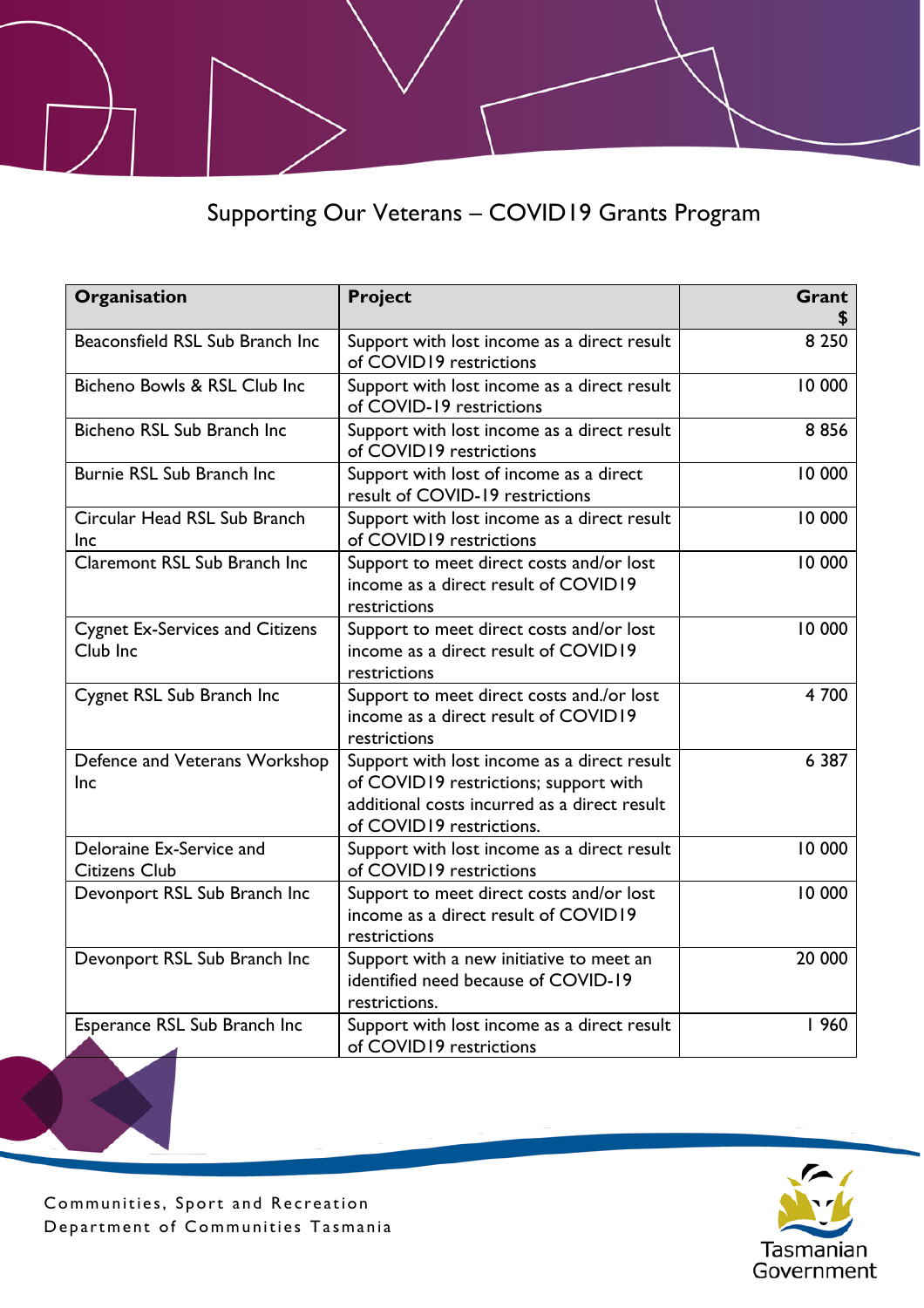# Supporting Our Veterans – COVID19 Grants Program

| Organisation | Project | Grant $ |
|---|---|---:|
| Beaconsfield RSL Sub Branch Inc | Support with lost income as a direct result of COVID19 restrictions | 8 250 |
| Bicheno Bowls & RSL Club Inc | Support with lost income as a direct result of COVID-19 restrictions | 10 000 |
| Bicheno RSL Sub Branch Inc | Support with lost income as a direct result of COVID19 restrictions | 8 856 |
| Burnie RSL Sub Branch Inc | Support with lost of income as a direct result of COVID-19 restrictions | 10 000 |
| Circular Head RSL Sub Branch Inc | Support with lost income as a direct result of COVID19 restrictions | 10 000 |
| Claremont RSL Sub Branch Inc | Support to meet direct costs and/or lost income as a direct result of COVID19 restrictions | 10 000 |
| Cygnet Ex-Services and Citizens Club Inc | Support to meet direct costs and/or lost income as a direct result of COVID19 restrictions | 10 000 |
| Cygnet RSL Sub Branch Inc | Support to meet direct costs and./or lost income as a direct result of COVID19 restrictions | 4 700 |
| Defence and Veterans Workshop Inc | Support with lost income as a direct result of COVID19 restrictions; support with additional costs incurred as a direct result of COVID19 restrictions. | 6 387 |
| Deloraine Ex-Service and Citizens Club | Support with lost income as a direct result of COVID19 restrictions | 10 000 |
| Devonport RSL Sub Branch Inc | Support to meet direct costs and/or lost income as a direct result of COVID19 restrictions | 10 000 |
| Devonport RSL Sub Branch Inc | Support with a new initiative to meet an identified need because of COVID-19 restrictions. | 20 000 |
| Esperance RSL Sub Branch Inc | Support with lost income as a direct result of COVID19 restrictions | 1 960 |

Communities, Sport and Recreation
Department of Communities Tasmania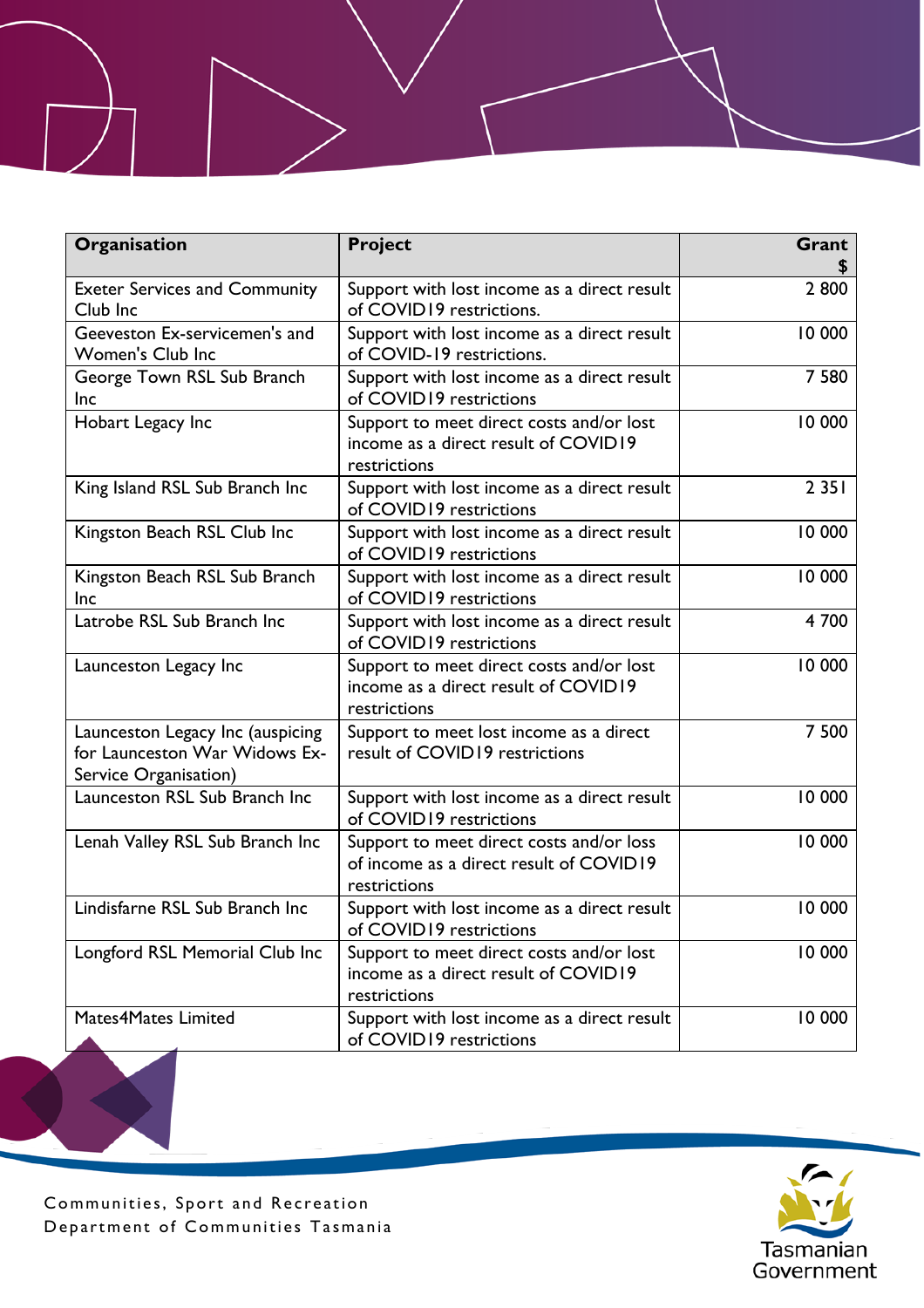| Organisation | Project | Grant $ |
|---|---|---:|
| Exeter Services and Community Club Inc | Support with lost income as a direct result of COVID19 restrictions. | 2 800 |
| Geeveston Ex-servicemen's and Women's Club Inc | Support with lost income as a direct result of COVID-19 restrictions. | 10 000 |
| George Town RSL Sub Branch Inc | Support with lost income as a direct result of COVID19 restrictions | 7 580 |
| Hobart Legacy Inc | Support to meet direct costs and/or lost income as a direct result of COVID19 restrictions | 10 000 |
| King Island RSL Sub Branch Inc | Support with lost income as a direct result of COVID19 restrictions | 2 351 |
| Kingston Beach RSL Club Inc | Support with lost income as a direct result of COVID19 restrictions | 10 000 |
| Kingston Beach RSL Sub Branch Inc | Support with lost income as a direct result of COVID19 restrictions | 10 000 |
| Latrobe RSL Sub Branch Inc | Support with lost income as a direct result of COVID19 restrictions | 4 700 |
| Launceston Legacy Inc | Support to meet direct costs and/or lost income as a direct result of COVID19 restrictions | 10 000 |
| Launceston Legacy Inc (auspicing for Launceston War Widows Ex-Service Organisation) | Support to meet lost income as a direct result of COVID19 restrictions | 7 500 |
| Launceston RSL Sub Branch Inc | Support with lost income as a direct result of COVID19 restrictions | 10 000 |
| Lenah Valley RSL Sub Branch Inc | Support to meet direct costs and/or loss of income as a direct result of COVID19 restrictions | 10 000 |
| Lindisfarne RSL Sub Branch Inc | Support with lost income as a direct result of COVID19 restrictions | 10 000 |
| Longford RSL Memorial Club Inc | Support to meet direct costs and/or lost income as a direct result of COVID19 restrictions | 10 000 |
| Mates4Mates Limited | Support with lost income as a direct result of COVID19 restrictions | 10 000 |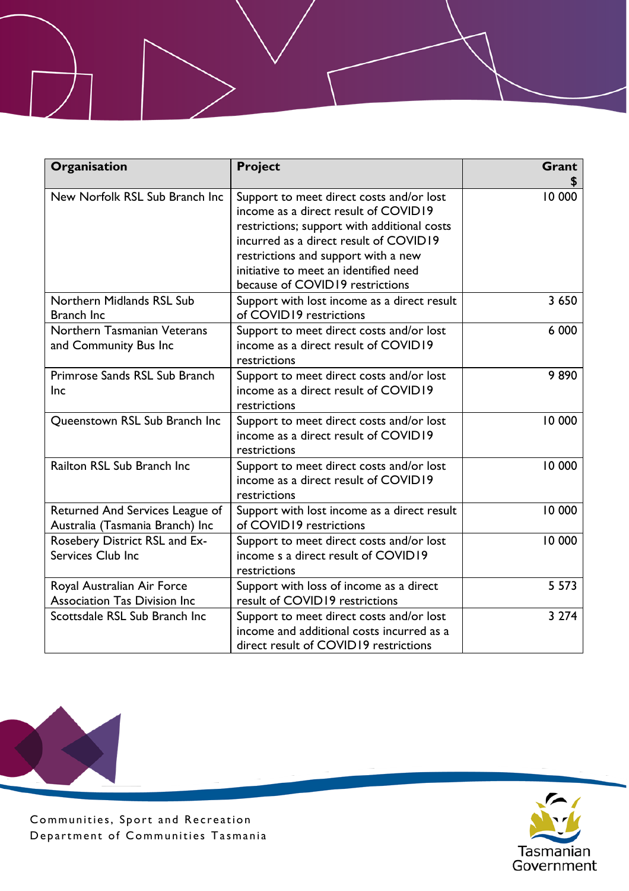| **Organisation** | **Project** | **Grant $** |
|---|---|---|
| New Norfolk RSL Sub Branch Inc | Support to meet direct costs and/or lost income as a direct result of COVID19 restrictions; support with additional costs incurred as a direct result of COVID19 restrictions and support with a new initiative to meet an identified need because of COVID19 restrictions | 10 000 |
| Northern Midlands RSL Sub Branch Inc | Support with lost income as a direct result of COVID19 restrictions | 3 650 |
| Northern Tasmanian Veterans and Community Bus Inc | Support to meet direct costs and/or lost income as a direct result of COVID19 restrictions | 6 000 |
| Primrose Sands RSL Sub Branch Inc | Support to meet direct costs and/or lost income as a direct result of COVID19 restrictions | 9 890 |
| Queenstown RSL Sub Branch Inc | Support to meet direct costs and/or lost income as a direct result of COVID19 restrictions | 10 000 |
| Railton RSL Sub Branch Inc | Support to meet direct costs and/or lost income as a direct result of COVID19 restrictions | 10 000 |
| Returned And Services League of Australia (Tasmania Branch) Inc | Support with lost income as a direct result of COVID19 restrictions | 10 000 |
| Rosebery District RSL and Ex-Services Club Inc | Support to meet direct costs and/or lost income s a direct result of COVID19 restrictions | 10 000 |
| Royal Australian Air Force Association Tas Division Inc | Support with loss of income as a direct result of COVID19 restrictions | 5 573 |
| Scottsdale RSL Sub Branch Inc | Support to meet direct costs and/or lost income and additional costs incurred as a direct result of COVID19 restrictions | 3 274 |

Communities, Sport and Recreation
Department of Communities Tasmania

Tasmanian Government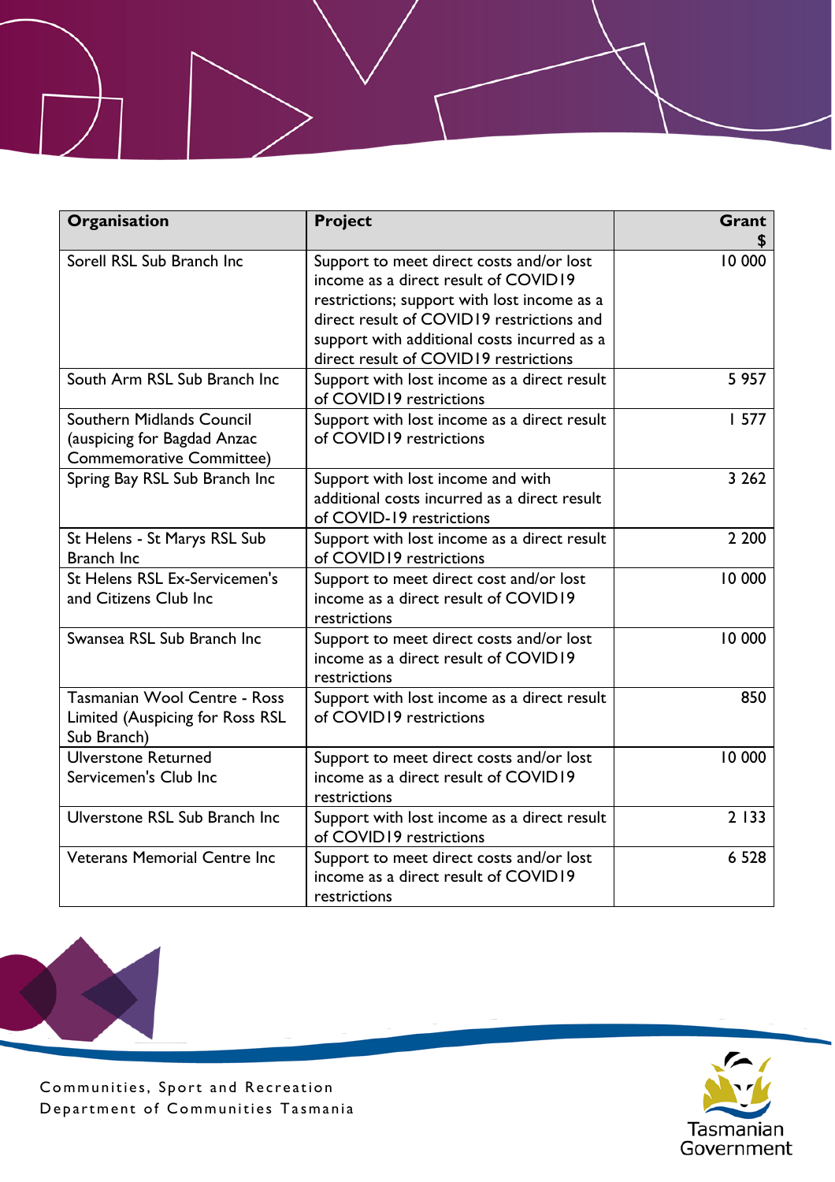| Organisation | Project | Grant $ |
|---|---|---:|
| Sorell RSL Sub Branch Inc | Support to meet direct costs and/or lost income as a direct result of COVID19 restrictions; support with lost income as a direct result of COVID19 restrictions and support with additional costs incurred as a direct result of COVID19 restrictions | 10 000 |
| South Arm RSL Sub Branch Inc | Support with lost income as a direct result of COVID19 restrictions | 5 957 |
| Southern Midlands Council (auspicing for Bagdad Anzac Commemorative Committee) | Support with lost income as a direct result of COVID19 restrictions | 1 577 |
| Spring Bay RSL Sub Branch Inc | Support with lost income and with additional costs incurred as a direct result of COVID-19 restrictions | 3 262 |
| St Helens - St Marys RSL Sub Branch Inc | Support with lost income as a direct result of COVID19 restrictions | 2 200 |
| St Helens RSL Ex-Servicemen's and Citizens Club Inc | Support to meet direct cost and/or lost income as a direct result of COVID19 restrictions | 10 000 |
| Swansea RSL Sub Branch Inc | Support to meet direct costs and/or lost income as a direct result of COVID19 restrictions | 10 000 |
| Tasmanian Wool Centre - Ross Limited (Auspicing for Ross RSL Sub Branch) | Support with lost income as a direct result of COVID19 restrictions | 850 |
| Ulverstone Returned Servicemen's Club Inc | Support to meet direct costs and/or lost income as a direct result of COVID19 restrictions | 10 000 |
| Ulverstone RSL Sub Branch Inc | Support with lost income as a direct result of COVID19 restrictions | 2 133 |
| Veterans Memorial Centre Inc | Support to meet direct costs and/or lost income as a direct result of COVID19 restrictions | 6 528 |

Communities, Sport and Recreation
Department of Communities Tasmania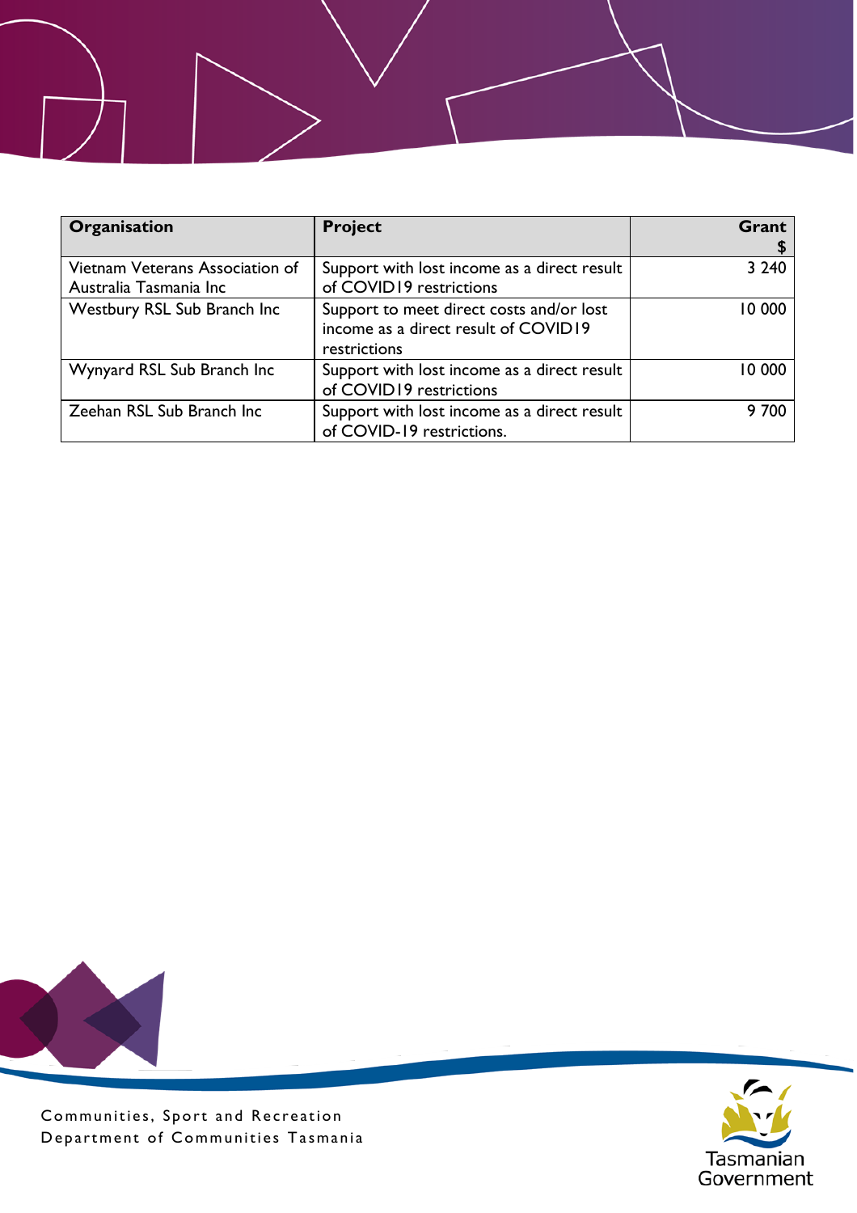| Organisation | Project | Grant $ |
|---|---|---|
| Vietnam Veterans Association of Australia Tasmania Inc | Support with lost income as a direct result of COVID19 restrictions | 3 240 |
| Westbury RSL Sub Branch Inc | Support to meet direct costs and/or lost income as a direct result of COVID19 restrictions | 10 000 |
| Wynyard RSL Sub Branch Inc | Support with lost income as a direct result of COVID19 restrictions | 10 000 |
| Zeehan RSL Sub Branch Inc | Support with lost income as a direct result of COVID-19 restrictions. | 9 700 |